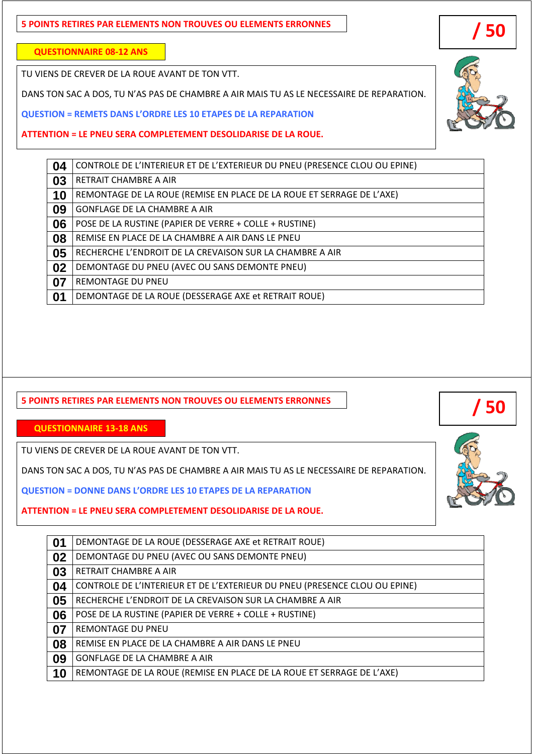**5 POINTS RETIRES PAR ELEMENTS NON TROUVES OU ELEMENTS ERRONNES**

**/ 50**

**QUESTIONNAIRE 08-12 ANS**

TU VIENS DE CREVER DE LA ROUE AVANT DE TON VTT.

DANS TON SAC A DOS, TU N'AS PAS DE CHAMBRE A AIR MAIS TU AS LE NECESSAIRE DE REPARATION.

**QUESTION = REMETS DANS L'ORDRE LES 10 ETAPES DE LA REPARATION**

**ATTENTION = LE PNEU SERA COMPLETEMENT DESOLIDARISE DE LA ROUE.**

| | |
|---|---|
| **04** | CONTROLE DE L'INTERIEUR ET DE L'EXTERIEUR DU PNEU (PRESENCE CLOU OU EPINE) |
| **03** | RETRAIT CHAMBRE A AIR |
| **10** | REMONTAGE DE LA ROUE (REMISE EN PLACE DE LA ROUE ET SERRAGE DE L'AXE) |
| **09** | GONFLAGE DE LA CHAMBRE A AIR |
| **06** | POSE DE LA RUSTINE (PAPIER DE VERRE + COLLE + RUSTINE) |
| **08** | REMISE EN PLACE DE LA CHAMBRE A AIR DANS LE PNEU |
| **05** | RECHERCHE L'ENDROIT DE LA CREVAISON SUR LA CHAMBRE A AIR |
| **02** | DEMONTAGE DU PNEU (AVEC OU SANS DEMONTE PNEU) |
| **07** | REMONTAGE DU PNEU |
| **01** | DEMONTAGE DE LA ROUE (DESSERAGE AXE et RETRAIT ROUE) |

**5 POINTS RETIRES PAR ELEMENTS NON TROUVES OU ELEMENTS ERRONNES**

**/ 50**

**QUESTIONNAIRE 13-18 ANS**

TU VIENS DE CREVER DE LA ROUE AVANT DE TON VTT.

DANS TON SAC A DOS, TU N'AS PAS DE CHAMBRE A AIR MAIS TU AS LE NECESSAIRE DE REPARATION.

**QUESTION = DONNE DANS L'ORDRE LES 10 ETAPES DE LA REPARATION**

**ATTENTION = LE PNEU SERA COMPLETEMENT DESOLIDARISE DE LA ROUE.**

| | |
|---|---|
| **01** | DEMONTAGE DE LA ROUE (DESSERAGE AXE et RETRAIT ROUE) |
| **02** | DEMONTAGE DU PNEU (AVEC OU SANS DEMONTE PNEU) |
| **03** | RETRAIT CHAMBRE A AIR |
| **04** | CONTROLE DE L'INTERIEUR ET DE L'EXTERIEUR DU PNEU (PRESENCE CLOU OU EPINE) |
| **05** | RECHERCHE L'ENDROIT DE LA CREVAISON SUR LA CHAMBRE A AIR |
| **06** | POSE DE LA RUSTINE (PAPIER DE VERRE + COLLE + RUSTINE) |
| **07** | REMONTAGE DU PNEU |
| **08** | REMISE EN PLACE DE LA CHAMBRE A AIR DANS LE PNEU |
| **09** | GONFLAGE DE LA CHAMBRE A AIR |
| **10** | REMONTAGE DE LA ROUE (REMISE EN PLACE DE LA ROUE ET SERRAGE DE L'AXE) |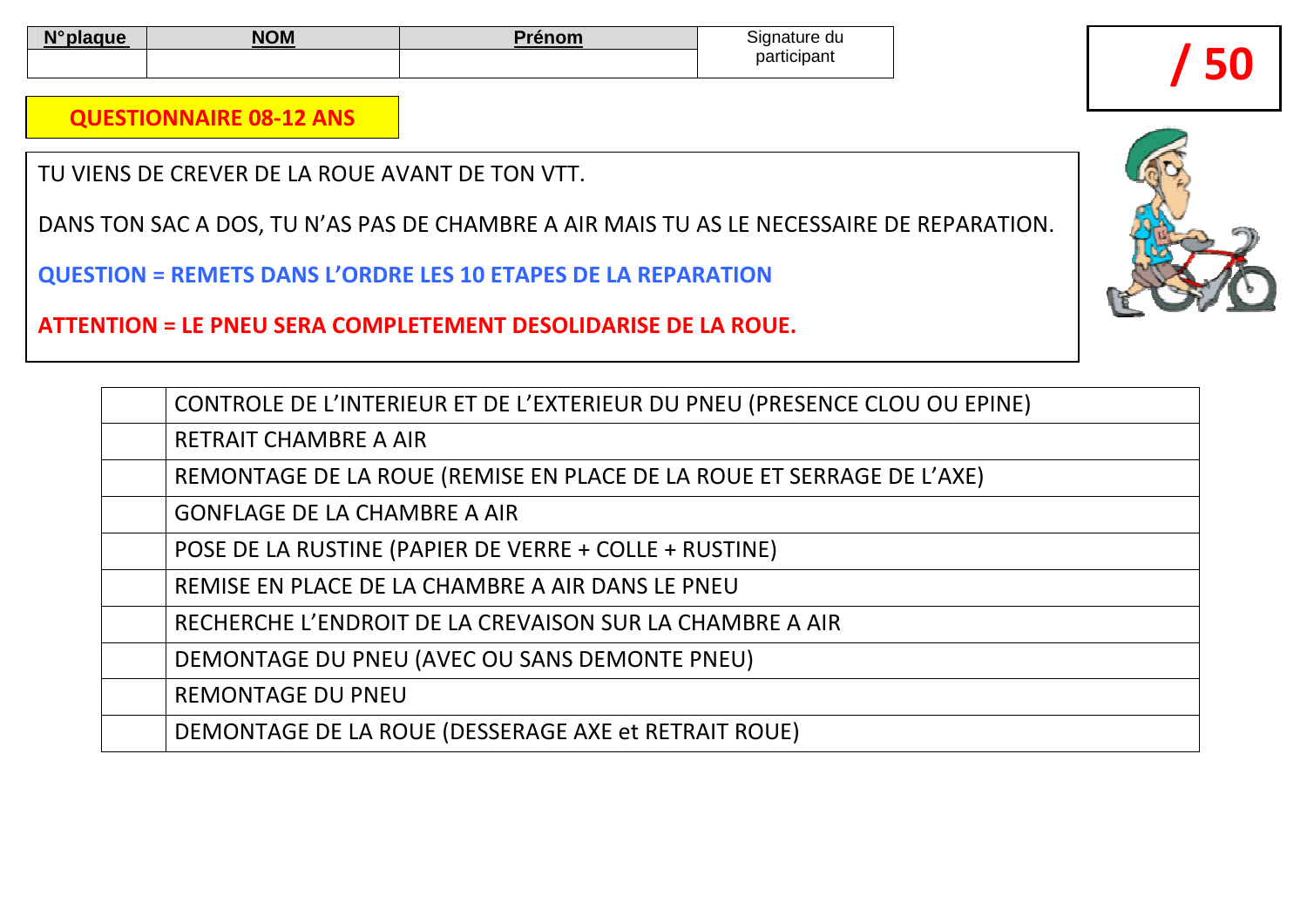| N°plaque | NOM | Prénom | Signature du participant |
| --- | --- | --- | --- |
| | | | |

**/ 50**

**QUESTIONNAIRE 08-12 ANS**

TU VIENS DE CREVER DE LA ROUE AVANT DE TON VTT.

DANS TON SAC A DOS, TU N'AS PAS DE CHAMBRE A AIR MAIS TU AS LE NECESSAIRE DE REPARATION.

**QUESTION = REMETS DANS L'ORDRE LES 10 ETAPES DE LA REPARATION**

**ATTENTION = LE PNEU SERA COMPLETEMENT DESOLIDARISE DE LA ROUE.**

| | |
| --- | --- |
| | CONTROLE DE L'INTERIEUR ET DE L'EXTERIEUR DU PNEU (PRESENCE CLOU OU EPINE) |
| | RETRAIT CHAMBRE A AIR |
| | REMONTAGE DE LA ROUE (REMISE EN PLACE DE LA ROUE ET SERRAGE DE L'AXE) |
| | GONFLAGE DE LA CHAMBRE A AIR |
| | POSE DE LA RUSTINE (PAPIER DE VERRE + COLLE + RUSTINE) |
| | REMISE EN PLACE DE LA CHAMBRE A AIR DANS LE PNEU |
| | RECHERCHE L'ENDROIT DE LA CREVAISON SUR LA CHAMBRE A AIR |
| | DEMONTAGE DU PNEU (AVEC OU SANS DEMONTE PNEU) |
| | REMONTAGE DU PNEU |
| | DEMONTAGE DE LA ROUE (DESSERAGE AXE et RETRAIT ROUE) |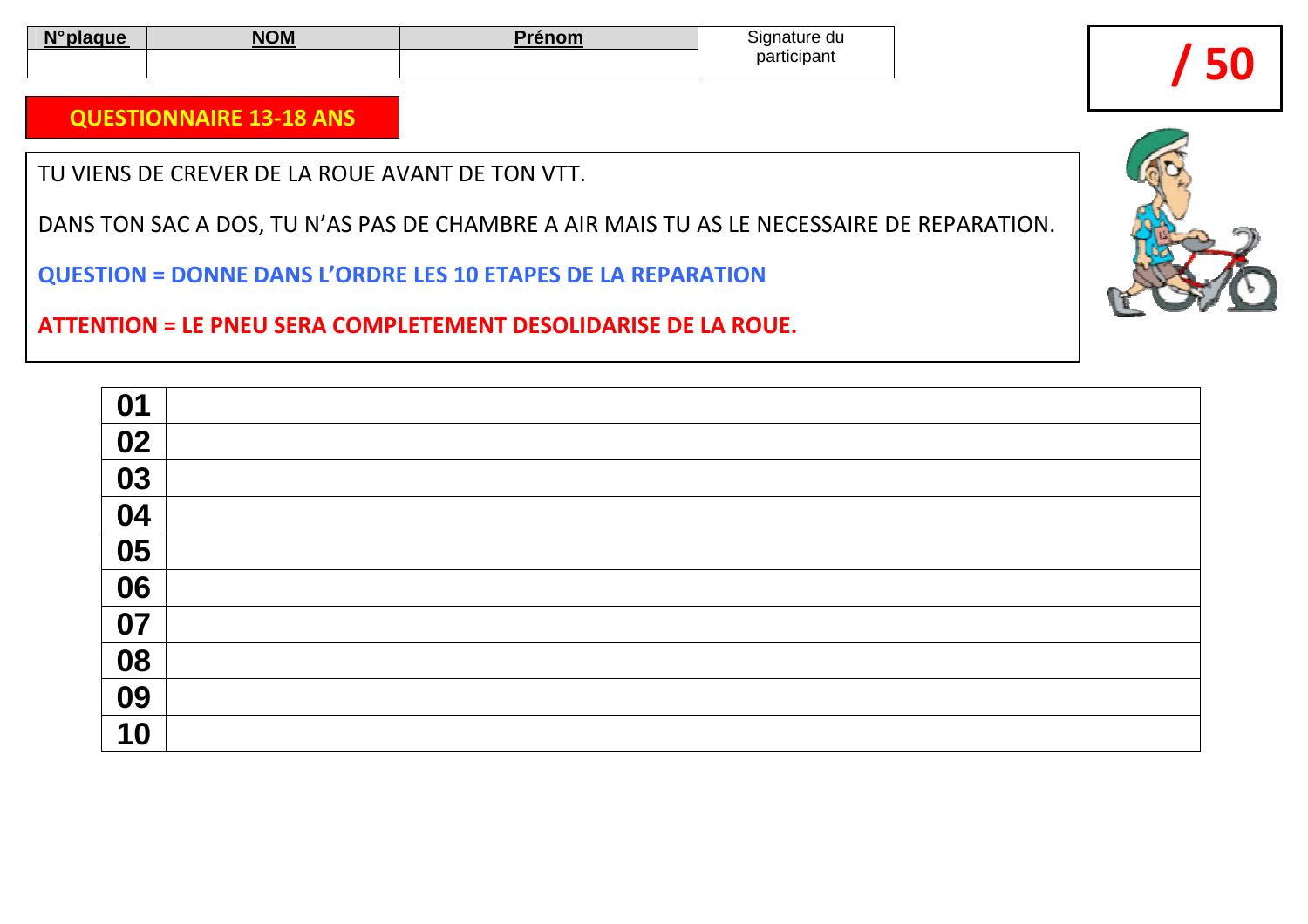| N°plaque | NOM | Prénom | Signature du participant |
|---|---|---|---|
| | | | |

**/ 50**

**QUESTIONNAIRE 13-18 ANS**

TU VIENS DE CREVER DE LA ROUE AVANT DE TON VTT.

DANS TON SAC A DOS, TU N'AS PAS DE CHAMBRE A AIR MAIS TU AS LE NECESSAIRE DE REPARATION.

**QUESTION = DONNE DANS L'ORDRE LES 10 ETAPES DE LA REPARATION**

**ATTENTION = LE PNEU SERA COMPLETEMENT DESOLIDARISE DE LA ROUE.**

| | |
|---|---|
| **01** | |
| **02** | |
| **03** | |
| **04** | |
| **05** | |
| **06** | |
| **07** | |
| **08** | |
| **09** | |
| **10** | |